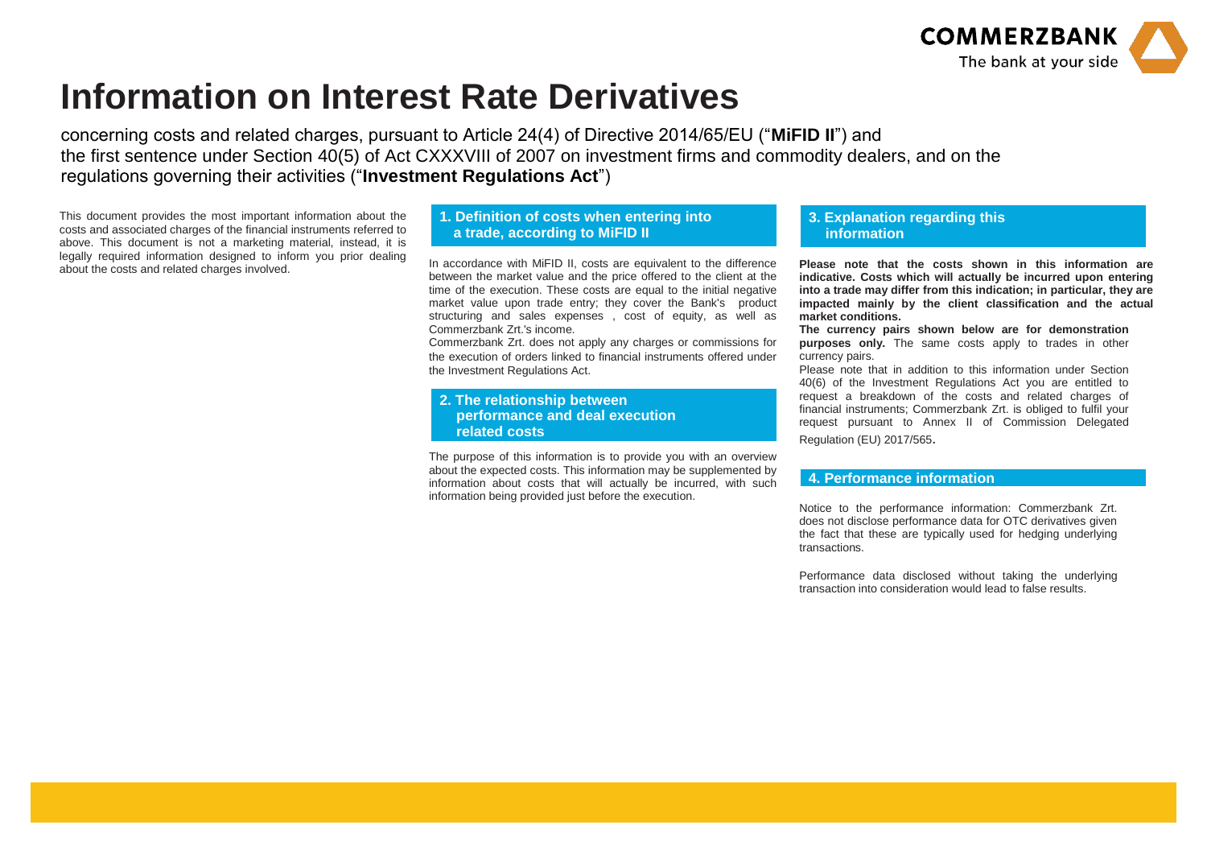# Information on Interest Rate Derivatives

concerning costs and related charges, pursuant to Article 24(4) of Directive 2014/65/EU ("**MiFID II**") and the first sentence under Section 40(5) of Act CXXXVIII of 2007 on investment firms and commodity dealers, and on the regulations governing their activities ("**Investment Regulations Act**")

This document provides the most important information about the costs and associated charges of the financial instruments referred to above. This document is not a marketing material, instead, it is legally required information designed to inform you prior dealing about the costs and related charges involved.

## 1. Definition of costs when entering into a trade, according to MiFID II

In accordance with MiFID II, costs are equivalent to the difference between the market value and the price offered to the client at the time of the execution. These costs are equal to the initial negative market value upon trade entry; they cover the Bank's product structuring and sales expenses , cost of equity, as well as Commerzbank Zrt.'s income.

Commerzbank Zrt. does not apply any charges or commissions for the execution of orders linked to financial instruments offered under the Investment Regulations Act.

## 2. The relationship between performance and deal execution related costs

The purpose of this information is to provide you with an overview about the expected costs. This information may be supplemented by information about costs that will actually be incurred, with such information being provided just before the execution.

## 3. Explanation regarding this information

**Please note that the costs shown in this information are indicative. Costs which will actually be incurred upon entering into a trade may differ from this indication; in particular, they are impacted mainly by the client classification and the actual market conditions.**

**The currency pairs shown below are for demonstration purposes only.** The same costs apply to trades in other currency pairs.

Please note that in addition to this information under Section 40(6) of the Investment Regulations Act you are entitled to request a breakdown of the costs and related charges of financial instruments; Commerzbank Zrt. is obliged to fulfil your request pursuant to Annex II of Commission Delegated Regulation (EU) 2017/565.

## 4. Performance information

Notice to the performance information: Commerzbank Zrt. does not disclose performance data for OTC derivatives given the fact that these are typically used for hedging underlying transactions.

Performance data disclosed without taking the underlying transaction into consideration would lead to false results.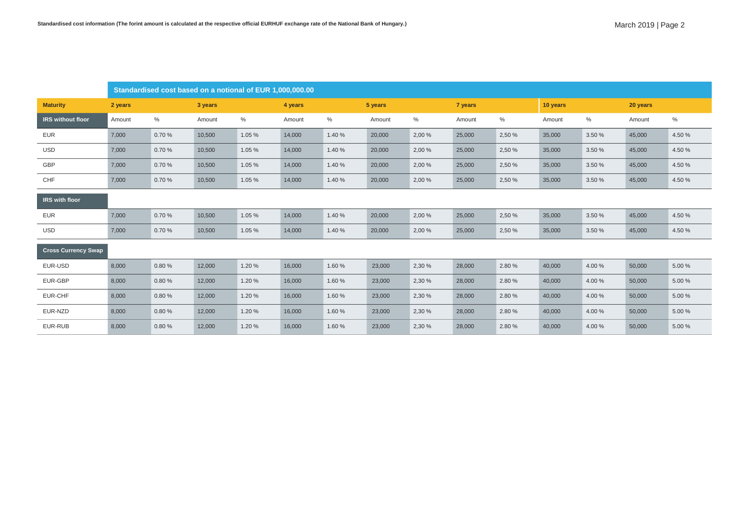**Standardised cost information (The forint amount is calculated at the respective official EURHUF exchange rate of the National Bank of Hungary.)**

| | Standardised cost based on a notional of EUR 1,000,000.00 | | | | | | | | | | | | | |
|---|---|---|---|---|---|---|---|---|---|---|---|---|---|---|
| **Maturity** | **2 years** | | **3 years** | | **4 years** | | **5 years** | | **7 years** | | **10 years** | | **20 years** | |
| **IRS without floor** | Amount | % | Amount | % | Amount | % | Amount | % | Amount | % | Amount | % | Amount | % |
| EUR | 7,000 | 0.70 % | 10,500 | 1.05 % | 14,000 | 1.40 % | 20,000 | 2,00 % | 25,000 | 2,50 % | 35,000 | 3.50 % | 45,000 | 4.50 % |
| USD | 7,000 | 0.70 % | 10,500 | 1.05 % | 14,000 | 1.40 % | 20,000 | 2,00 % | 25,000 | 2,50 % | 35,000 | 3.50 % | 45,000 | 4.50 % |
| GBP | 7,000 | 0.70 % | 10,500 | 1.05 % | 14,000 | 1.40 % | 20,000 | 2,00 % | 25,000 | 2,50 % | 35,000 | 3.50 % | 45,000 | 4.50 % |
| CHF | 7,000 | 0.70 % | 10,500 | 1.05 % | 14,000 | 1.40 % | 20,000 | 2,00 % | 25,000 | 2,50 % | 35,000 | 3.50 % | 45,000 | 4.50 % |
| **IRS with floor** | | | | | | | | | | | | | | |
| EUR | 7,000 | 0.70 % | 10,500 | 1.05 % | 14,000 | 1.40 % | 20,000 | 2,00 % | 25,000 | 2,50 % | 35,000 | 3.50 % | 45,000 | 4.50 % |
| USD | 7,000 | 0.70 % | 10,500 | 1.05 % | 14,000 | 1.40 % | 20,000 | 2,00 % | 25,000 | 2,50 % | 35,000 | 3.50 % | 45,000 | 4.50 % |
| **Cross Currency Swap** | | | | | | | | | | | | | | |
| EUR-USD | 8,000 | 0.80 % | 12,000 | 1.20 % | 16,000 | 1.60 % | 23,000 | 2,30 % | 28,000 | 2.80 % | 40,000 | 4.00 % | 50,000 | 5.00 % |
| EUR-GBP | 8,000 | 0.80 % | 12,000 | 1.20 % | 16,000 | 1.60 % | 23,000 | 2,30 % | 28,000 | 2.80 % | 40,000 | 4.00 % | 50,000 | 5.00 % |
| EUR-CHF | 8,000 | 0.80 % | 12,000 | 1.20 % | 16,000 | 1.60 % | 23,000 | 2,30 % | 28,000 | 2.80 % | 40,000 | 4.00 % | 50,000 | 5.00 % |
| EUR-NZD | 8,000 | 0.80 % | 12,000 | 1.20 % | 16,000 | 1.60 % | 23,000 | 2,30 % | 28,000 | 2.80 % | 40,000 | 4.00 % | 50,000 | 5.00 % |
| EUR-RUB | 8,000 | 0.80 % | 12,000 | 1.20 % | 16,000 | 1.60 % | 23,000 | 2,30 % | 28,000 | 2.80 % | 40,000 | 4.00 % | 50,000 | 5.00 % |